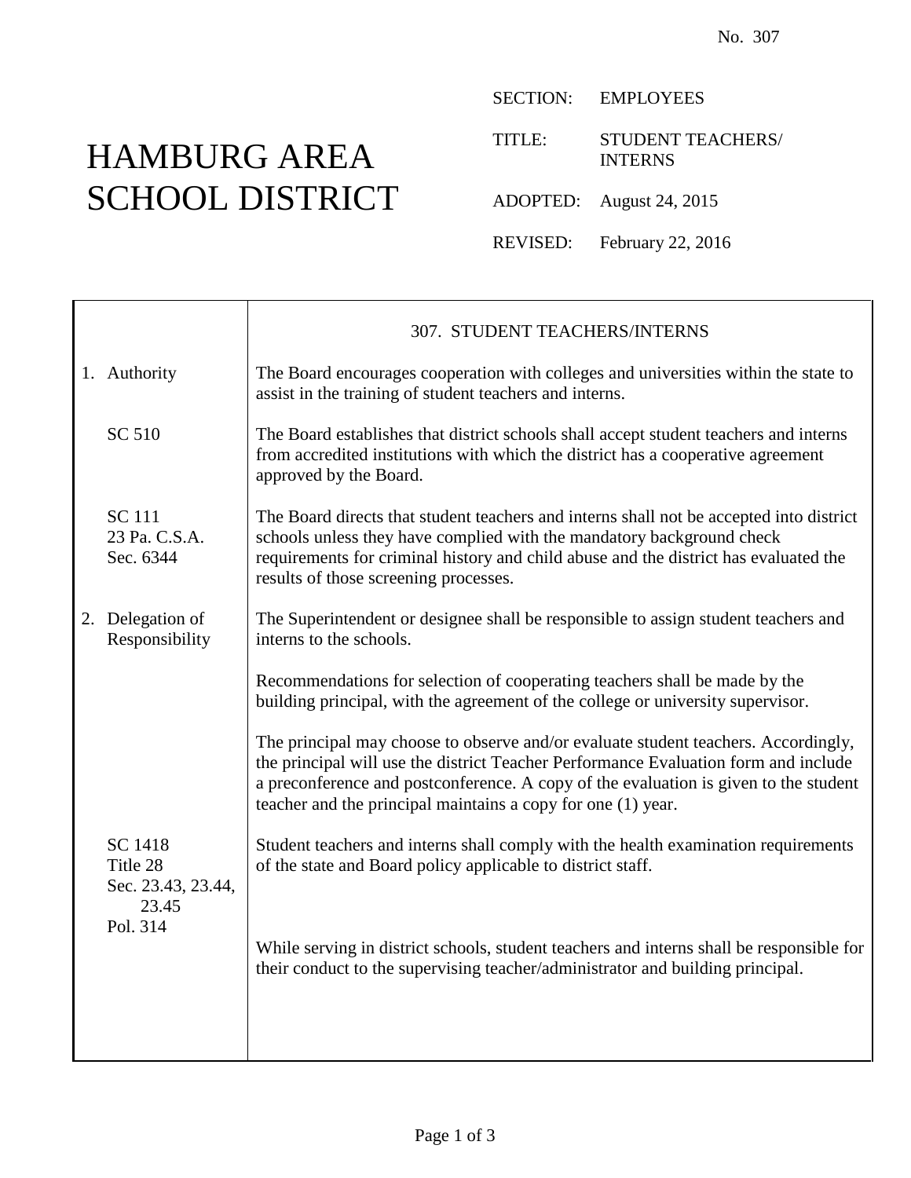No. 307

# HAMBURG AREA SCHOOL DISTRICT

SECTION: EMPLOYEES

TITLE: STUDENT TEACHERS/ INTERNS

ADOPTED: August 24, 2015

REVISED: February 22, 2016

## 307. STUDENT TEACHERS/INTERNS

**1. Authority**

The Board encourages cooperation with colleges and universities within the state to assist in the training of student teachers and interns.

SC 510

The Board establishes that district schools shall accept student teachers and interns from accredited institutions with which the district has a cooperative agreement approved by the Board.

SC 111
23 Pa. C.S.A. Sec. 6344

The Board directs that student teachers and interns shall not be accepted into district schools unless they have complied with the mandatory background check requirements for criminal history and child abuse and the district has evaluated the results of those screening processes.

**2. Delegation of Responsibility**

The Superintendent or designee shall be responsible to assign student teachers and interns to the schools.

Recommendations for selection of cooperating teachers shall be made by the building principal, with the agreement of the college or university supervisor.

The principal may choose to observe and/or evaluate student teachers. Accordingly, the principal will use the district Teacher Performance Evaluation form and include a preconference and postconference. A copy of the evaluation is given to the student teacher and the principal maintains a copy for one (1) year.

SC 1418
Title 28
Sec. 23.43, 23.44, 23.45
Pol. 314

Student teachers and interns shall comply with the health examination requirements of the state and Board policy applicable to district staff.

While serving in district schools, student teachers and interns shall be responsible for their conduct to the supervising teacher/administrator and building principal.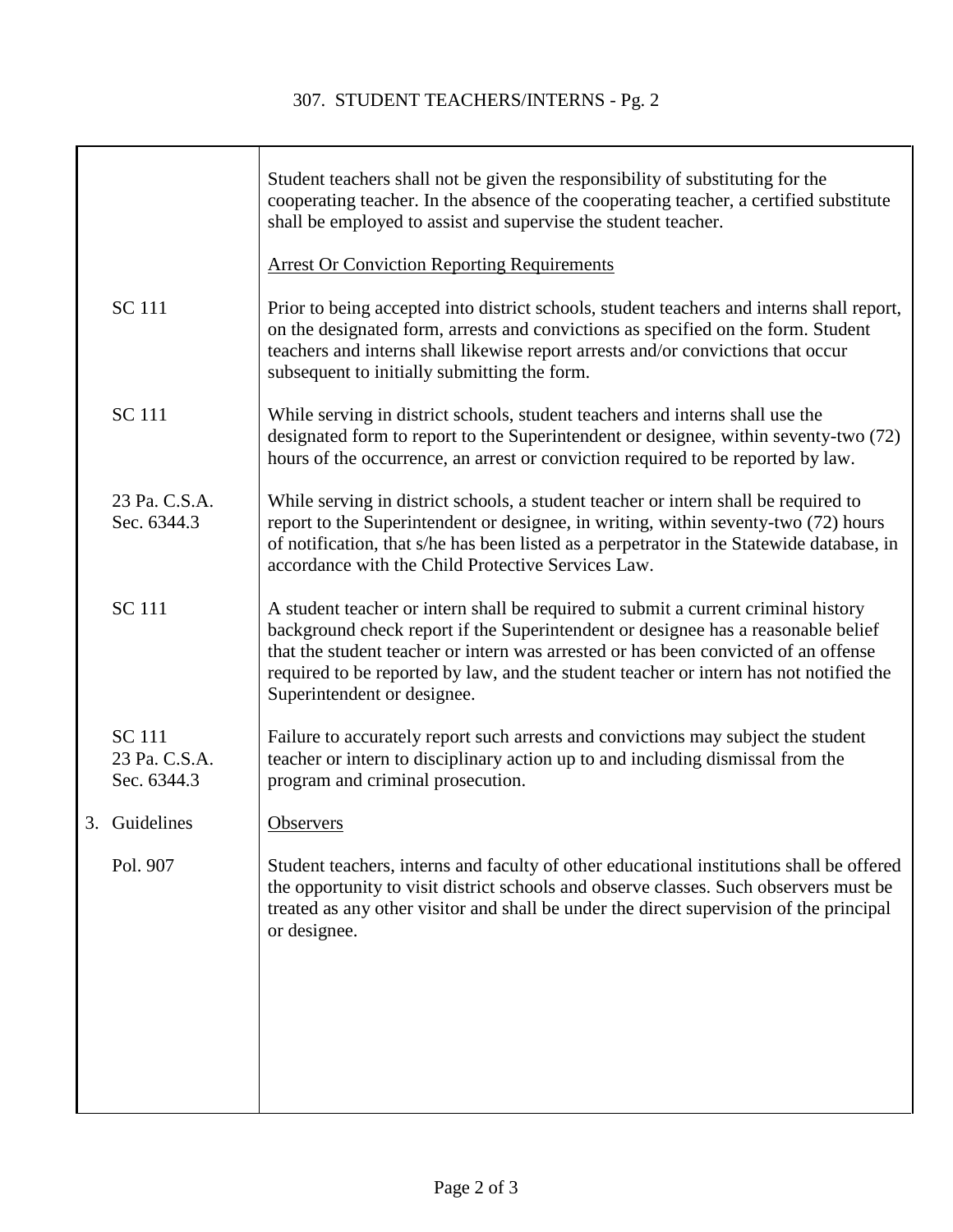Student teachers shall not be given the responsibility of substituting for the cooperating teacher. In the absence of the cooperating teacher, a certified substitute shall be employed to assist and supervise the student teacher.

Arrest Or Conviction Reporting Requirements

SC 111

Prior to being accepted into district schools, student teachers and interns shall report, on the designated form, arrests and convictions as specified on the form. Student teachers and interns shall likewise report arrests and/or convictions that occur subsequent to initially submitting the form.

SC 111

While serving in district schools, student teachers and interns shall use the designated form to report to the Superintendent or designee, within seventy-two (72) hours of the occurrence, an arrest or conviction required to be reported by law.

23 Pa. C.S.A. Sec. 6344.3

While serving in district schools, a student teacher or intern shall be required to report to the Superintendent or designee, in writing, within seventy-two (72) hours of notification, that s/he has been listed as a perpetrator in the Statewide database, in accordance with the Child Protective Services Law.

SC 111

A student teacher or intern shall be required to submit a current criminal history background check report if the Superintendent or designee has a reasonable belief that the student teacher or intern was arrested or has been convicted of an offense required to be reported by law, and the student teacher or intern has not notified the Superintendent or designee.

SC 111
23 Pa. C.S.A. Sec. 6344.3

Failure to accurately report such arrests and convictions may subject the student teacher or intern to disciplinary action up to and including dismissal from the program and criminal prosecution.

3. Guidelines

Observers

Pol. 907

Student teachers, interns and faculty of other educational institutions shall be offered the opportunity to visit district schools and observe classes. Such observers must be treated as any other visitor and shall be under the direct supervision of the principal or designee.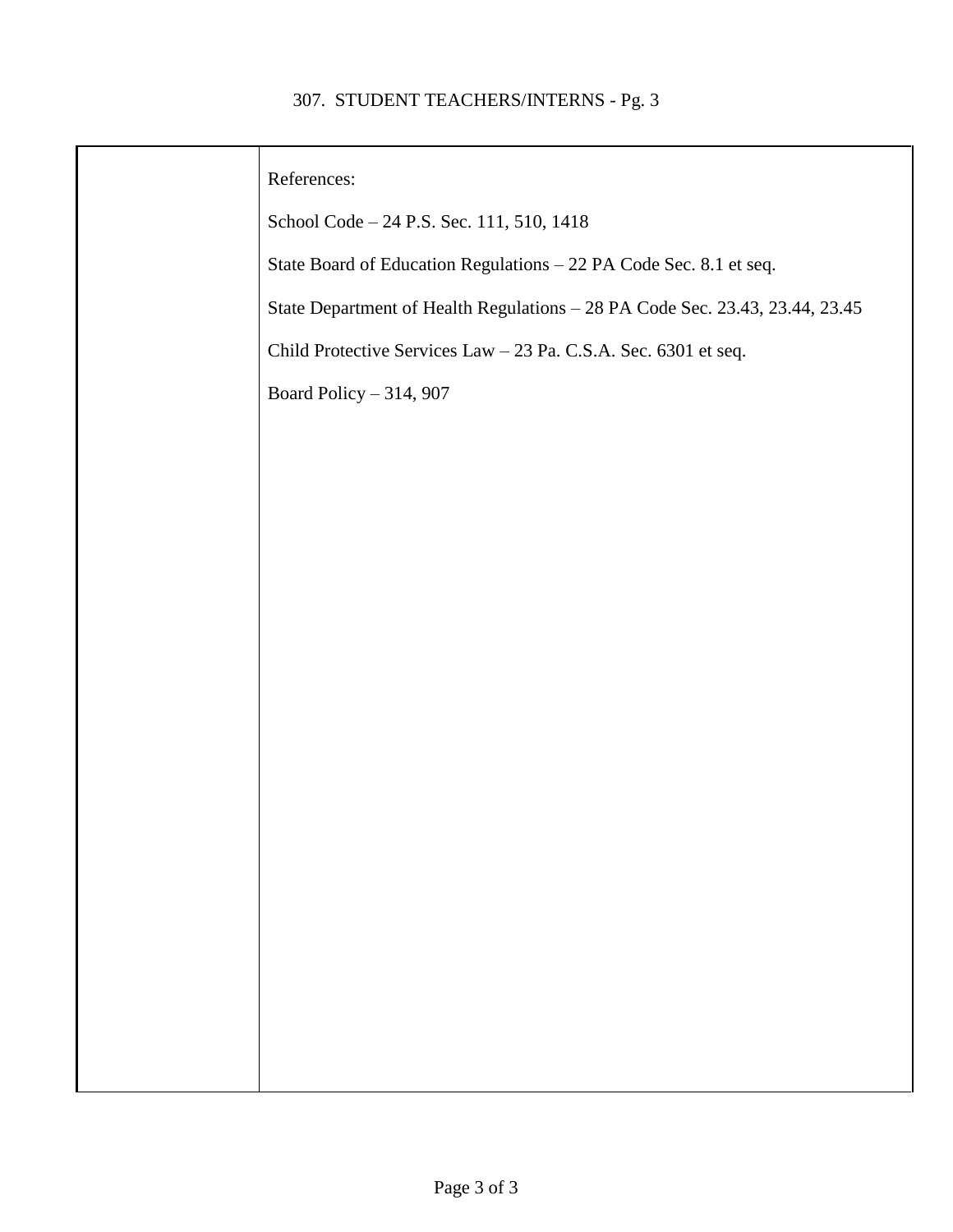References:

School Code – 24 P.S. Sec. 111, 510, 1418

State Board of Education Regulations – 22 PA Code Sec. 8.1 et seq.

State Department of Health Regulations – 28 PA Code Sec. 23.43, 23.44, 23.45

Child Protective Services Law – 23 Pa. C.S.A. Sec. 6301 et seq.

Board Policy – 314, 907